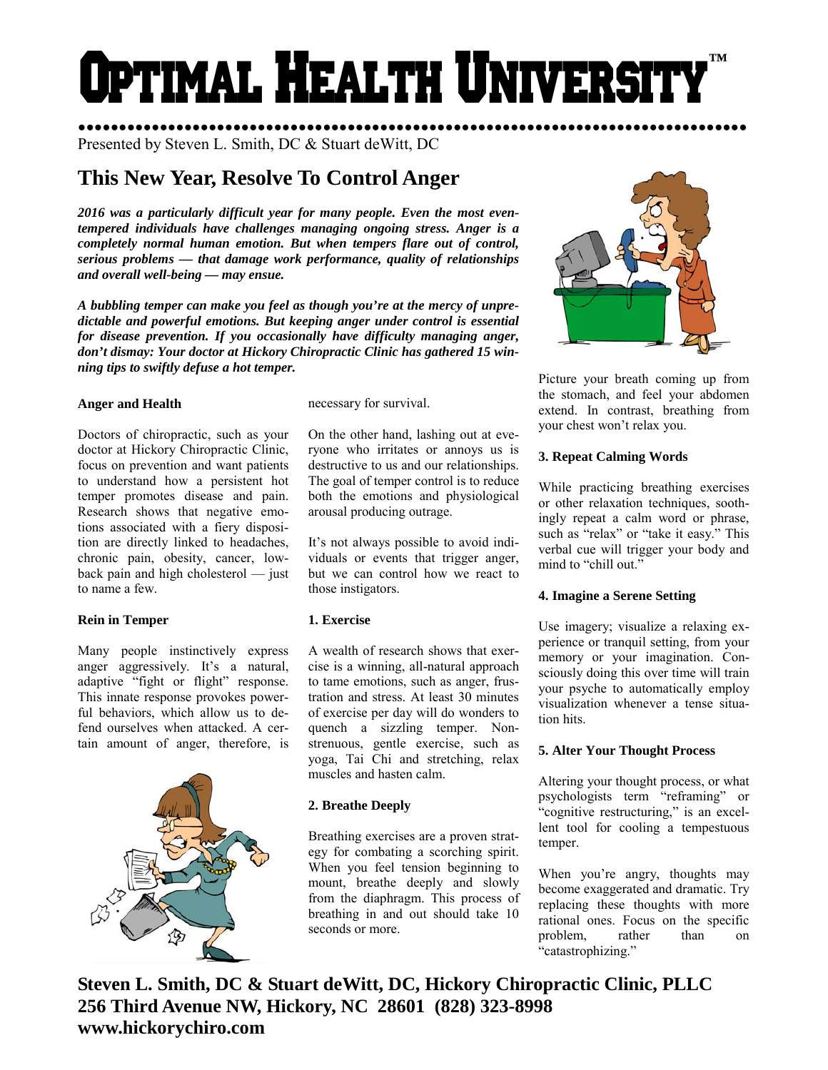# Optimal Health University™

Presented by Steven L. Smith, DC & Stuart deWitt, DC

## This New Year, Resolve To Control Anger

***2016 was a particularly difficult year for many people. Even the most even-tempered individuals have challenges managing ongoing stress. Anger is a completely normal human emotion. But when tempers flare out of control, serious problems — that damage work performance, quality of relationships and overall well-being — may ensue.***

***A bubbling temper can make you feel as though you're at the mercy of unpredictable and powerful emotions. But keeping anger under control is essential for disease prevention. If you occasionally have difficulty managing anger, don't dismay: Your doctor at Hickory Chiropractic Clinic has gathered 15 winning tips to swiftly defuse a hot temper.***

### Anger and Health

Doctors of chiropractic, such as your doctor at Hickory Chiropractic Clinic, focus on prevention and want patients to understand how a persistent hot temper promotes disease and pain. Research shows that negative emotions associated with a fiery disposition are directly linked to headaches, chronic pain, obesity, cancer, low-back pain and high cholesterol — just to name a few.

### Rein in Temper

Many people instinctively express anger aggressively. It's a natural, adaptive "fight or flight" response. This innate response provokes powerful behaviors, which allow us to defend ourselves when attacked. A certain amount of anger, therefore, is necessary for survival.

On the other hand, lashing out at everyone who irritates or annoys us is destructive to us and our relationships. The goal of temper control is to reduce both the emotions and physiological arousal producing outrage.

It's not always possible to avoid individuals or events that trigger anger, but we can control how we react to those instigators.

### 1. Exercise

A wealth of research shows that exercise is a winning, all-natural approach to tame emotions, such as anger, frustration and stress. At least 30 minutes of exercise per day will do wonders to quench a sizzling temper. Non-strenuous, gentle exercise, such as yoga, Tai Chi and stretching, relax muscles and hasten calm.

### 2. Breathe Deeply

Breathing exercises are a proven strategy for combating a scorching spirit. When you feel tension beginning to mount, breathe deeply and slowly from the diaphragm. This process of breathing in and out should take 10 seconds or more.

Picture your breath coming up from the stomach, and feel your abdomen extend. In contrast, breathing from your chest won't relax you.

### 3. Repeat Calming Words

While practicing breathing exercises or other relaxation techniques, soothingly repeat a calm word or phrase, such as "relax" or "take it easy." This verbal cue will trigger your body and mind to "chill out."

### 4. Imagine a Serene Setting

Use imagery; visualize a relaxing experience or tranquil setting, from your memory or your imagination. Consciously doing this over time will train your psyche to automatically employ visualization whenever a tense situation hits.

### 5. Alter Your Thought Process

Altering your thought process, or what psychologists term "reframing" or "cognitive restructuring," is an excellent tool for cooling a tempestuous temper.

When you're angry, thoughts may become exaggerated and dramatic. Try replacing these thoughts with more rational ones. Focus on the specific problem, rather than on "catastrophizing."

**Steven L. Smith, DC & Stuart deWitt, DC, Hickory Chiropractic Clinic, PLLC**
**256 Third Avenue NW, Hickory, NC 28601 (828) 323-8998**
**www.hickorychiro.com**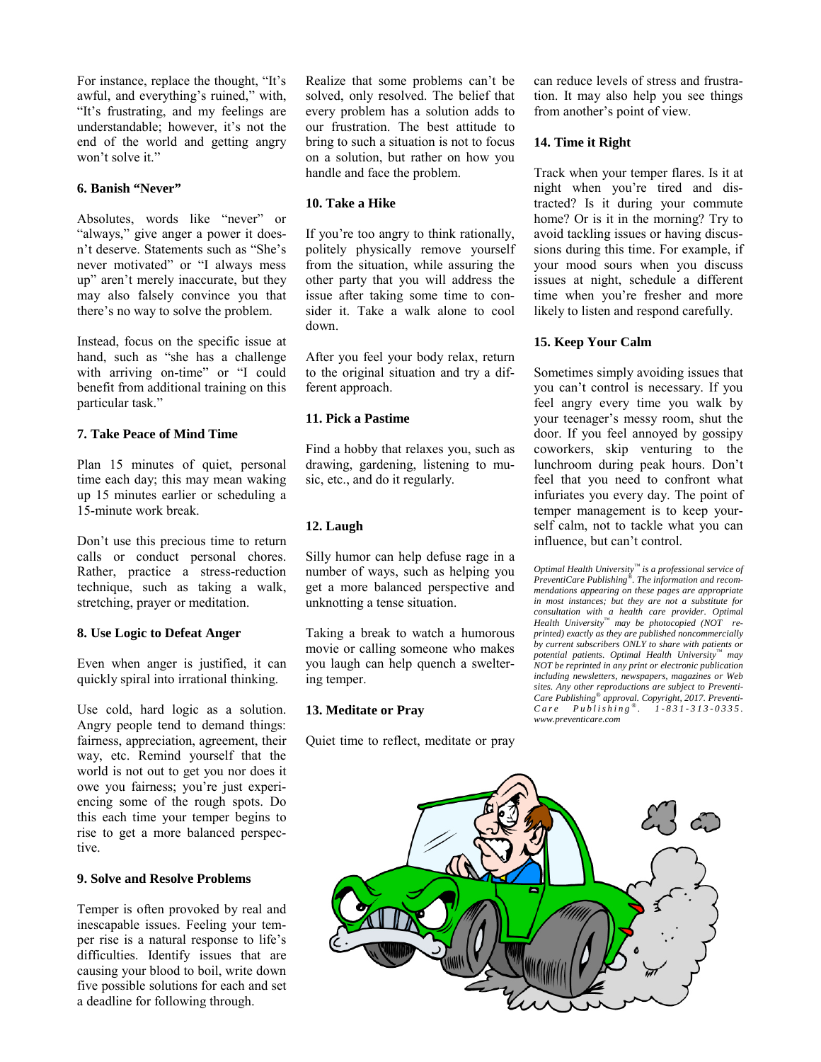For instance, replace the thought, "It's awful, and everything's ruined," with, "It's frustrating, and my feelings are understandable; however, it's not the end of the world and getting angry won't solve it."

### 6. Banish "Never"

Absolutes, words like "never" or "always," give anger a power it doesn't deserve. Statements such as "She's never motivated" or "I always mess up" aren't merely inaccurate, but they may also falsely convince you that there's no way to solve the problem.

Instead, focus on the specific issue at hand, such as "she has a challenge with arriving on-time" or "I could benefit from additional training on this particular task."

### 7. Take Peace of Mind Time

Plan 15 minutes of quiet, personal time each day; this may mean waking up 15 minutes earlier or scheduling a 15-minute work break.

Don't use this precious time to return calls or conduct personal chores. Rather, practice a stress-reduction technique, such as taking a walk, stretching, prayer or meditation.

### 8. Use Logic to Defeat Anger

Even when anger is justified, it can quickly spiral into irrational thinking.

Use cold, hard logic as a solution. Angry people tend to demand things: fairness, appreciation, agreement, their way, etc. Remind yourself that the world is not out to get you nor does it owe you fairness; you're just experiencing some of the rough spots. Do this each time your temper begins to rise to get a more balanced perspective.

### 9. Solve and Resolve Problems

Temper is often provoked by real and inescapable issues. Feeling your temper rise is a natural response to life's difficulties. Identify issues that are causing your blood to boil, write down five possible solutions for each and set a deadline for following through.

Realize that some problems can't be solved, only resolved. The belief that every problem has a solution adds to our frustration. The best attitude to bring to such a situation is not to focus on a solution, but rather on how you handle and face the problem.

### 10. Take a Hike

If you're too angry to think rationally, politely physically remove yourself from the situation, while assuring the other party that you will address the issue after taking some time to consider it. Take a walk alone to cool down.

After you feel your body relax, return to the original situation and try a different approach.

### 11. Pick a Pastime

Find a hobby that relaxes you, such as drawing, gardening, listening to music, etc., and do it regularly.

### 12. Laugh

Silly humor can help defuse rage in a number of ways, such as helping you get a more balanced perspective and unknotting a tense situation.

Taking a break to watch a humorous movie or calling someone who makes you laugh can help quench a sweltering temper.

### 13. Meditate or Pray

Quiet time to reflect, meditate or pray can reduce levels of stress and frustration. It may also help you see things from another's point of view.

### 14. Time it Right

Track when your temper flares. Is it at night when you're tired and distracted? Is it during your commute home? Or is it in the morning? Try to avoid tackling issues or having discussions during this time. For example, if your mood sours when you discuss issues at night, schedule a different time when you're fresher and more likely to listen and respond carefully.

### 15. Keep Your Calm

Sometimes simply avoiding issues that you can't control is necessary. If you feel angry every time you walk by your teenager's messy room, shut the door. If you feel annoyed by gossipy coworkers, skip venturing to the lunchroom during peak hours. Don't feel that you need to confront what infuriates you every day. The point of temper management is to keep yourself calm, not to tackle what you can influence, but can't control.

*Optimal Health University™ is a professional service of PreventiCare Publishing®. The information and recommendations appearing on these pages are appropriate in most instances; but they are not a substitute for consultation with a health care provider. Optimal Health University™ may be photocopied (NOT reprinted) exactly as they are published noncommercially by current subscribers ONLY to share with patients or potential patients. Optimal Health University™ may NOT be reprinted in any print or electronic publication including newsletters, newspapers, magazines or Web sites. Any other reproductions are subject to PreventiCare Publishing® approval. Copyright, 2017. PreventiCare Publishing®. 1-831-313-0335. www.preventicare.com*